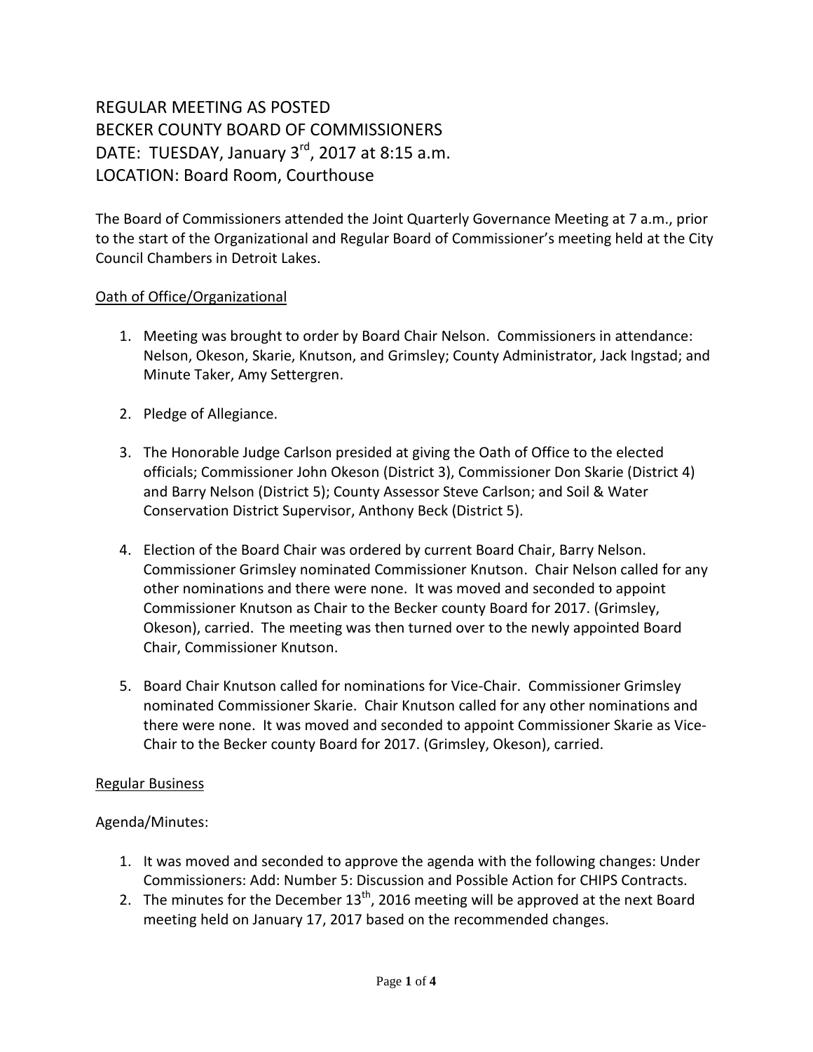# REGULAR MEETING AS POSTED
# BECKER COUNTY BOARD OF COMMISSIONERS
# DATE: TUESDAY, January 3rd, 2017 at 8:15 a.m.
# LOCATION: Board Room, Courthouse

The Board of Commissioners attended the Joint Quarterly Governance Meeting at 7 a.m., prior to the start of the Organizational and Regular Board of Commissioner's meeting held at the City Council Chambers in Detroit Lakes.

## Oath of Office/Organizational

1. Meeting was brought to order by Board Chair Nelson. Commissioners in attendance: Nelson, Okeson, Skarie, Knutson, and Grimsley; County Administrator, Jack Ingstad; and Minute Taker, Amy Settergren.

2. Pledge of Allegiance.

3. The Honorable Judge Carlson presided at giving the Oath of Office to the elected officials; Commissioner John Okeson (District 3), Commissioner Don Skarie (District 4) and Barry Nelson (District 5); County Assessor Steve Carlson; and Soil & Water Conservation District Supervisor, Anthony Beck (District 5).

4. Election of the Board Chair was ordered by current Board Chair, Barry Nelson. Commissioner Grimsley nominated Commissioner Knutson. Chair Nelson called for any other nominations and there were none. It was moved and seconded to appoint Commissioner Knutson as Chair to the Becker county Board for 2017. (Grimsley, Okeson), carried. The meeting was then turned over to the newly appointed Board Chair, Commissioner Knutson.

5. Board Chair Knutson called for nominations for Vice-Chair. Commissioner Grimsley nominated Commissioner Skarie. Chair Knutson called for any other nominations and there were none. It was moved and seconded to appoint Commissioner Skarie as Vice-Chair to the Becker county Board for 2017. (Grimsley, Okeson), carried.

## Regular Business

Agenda/Minutes:

1. It was moved and seconded to approve the agenda with the following changes: Under Commissioners: Add: Number 5: Discussion and Possible Action for CHIPS Contracts.
2. The minutes for the December 13th, 2016 meeting will be approved at the next Board meeting held on January 17, 2017 based on the recommended changes.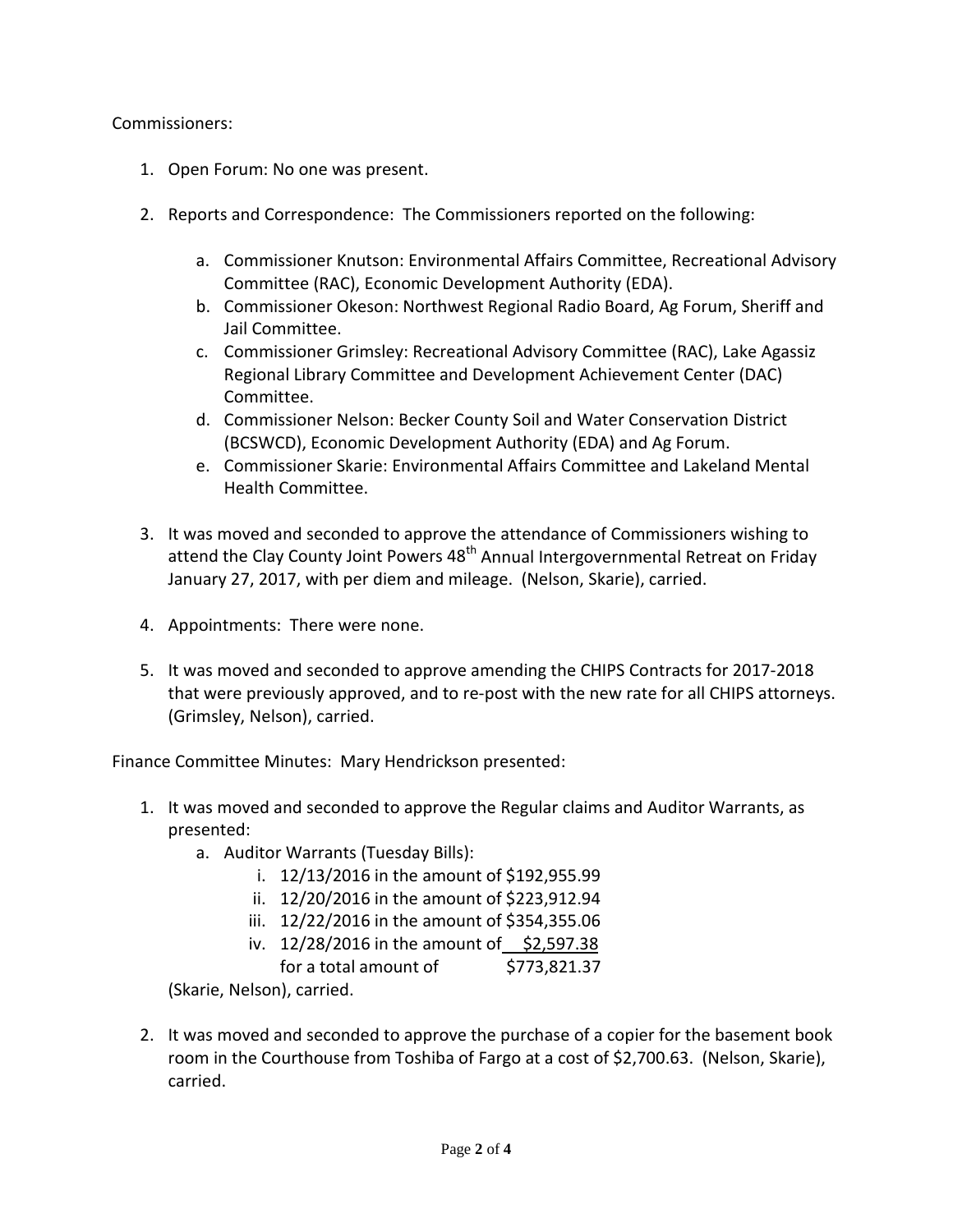Commissioners:

1. Open Forum: No one was present.

2. Reports and Correspondence: The Commissioners reported on the following:

   a. Commissioner Knutson: Environmental Affairs Committee, Recreational Advisory Committee (RAC), Economic Development Authority (EDA).
   b. Commissioner Okeson: Northwest Regional Radio Board, Ag Forum, Sheriff and Jail Committee.
   c. Commissioner Grimsley: Recreational Advisory Committee (RAC), Lake Agassiz Regional Library Committee and Development Achievement Center (DAC) Committee.
   d. Commissioner Nelson: Becker County Soil and Water Conservation District (BCSWCD), Economic Development Authority (EDA) and Ag Forum.
   e. Commissioner Skarie: Environmental Affairs Committee and Lakeland Mental Health Committee.

3. It was moved and seconded to approve the attendance of Commissioners wishing to attend the Clay County Joint Powers 48th Annual Intergovernmental Retreat on Friday January 27, 2017, with per diem and mileage. (Nelson, Skarie), carried.

4. Appointments: There were none.

5. It was moved and seconded to approve amending the CHIPS Contracts for 2017-2018 that were previously approved, and to re-post with the new rate for all CHIPS attorneys. (Grimsley, Nelson), carried.

Finance Committee Minutes: Mary Hendrickson presented:

1. It was moved and seconded to approve the Regular claims and Auditor Warrants, as presented:
   a. Auditor Warrants (Tuesday Bills):
      i. 12/13/2016 in the amount of $192,955.99
      ii. 12/20/2016 in the amount of $223,912.94
      iii. 12/22/2016 in the amount of $354,355.06
      iv. 12/28/2016 in the amount of $2,597.38
      for a total amount of $773,821.37

   (Skarie, Nelson), carried.

2. It was moved and seconded to approve the purchase of a copier for the basement book room in the Courthouse from Toshiba of Fargo at a cost of $2,700.63. (Nelson, Skarie), carried.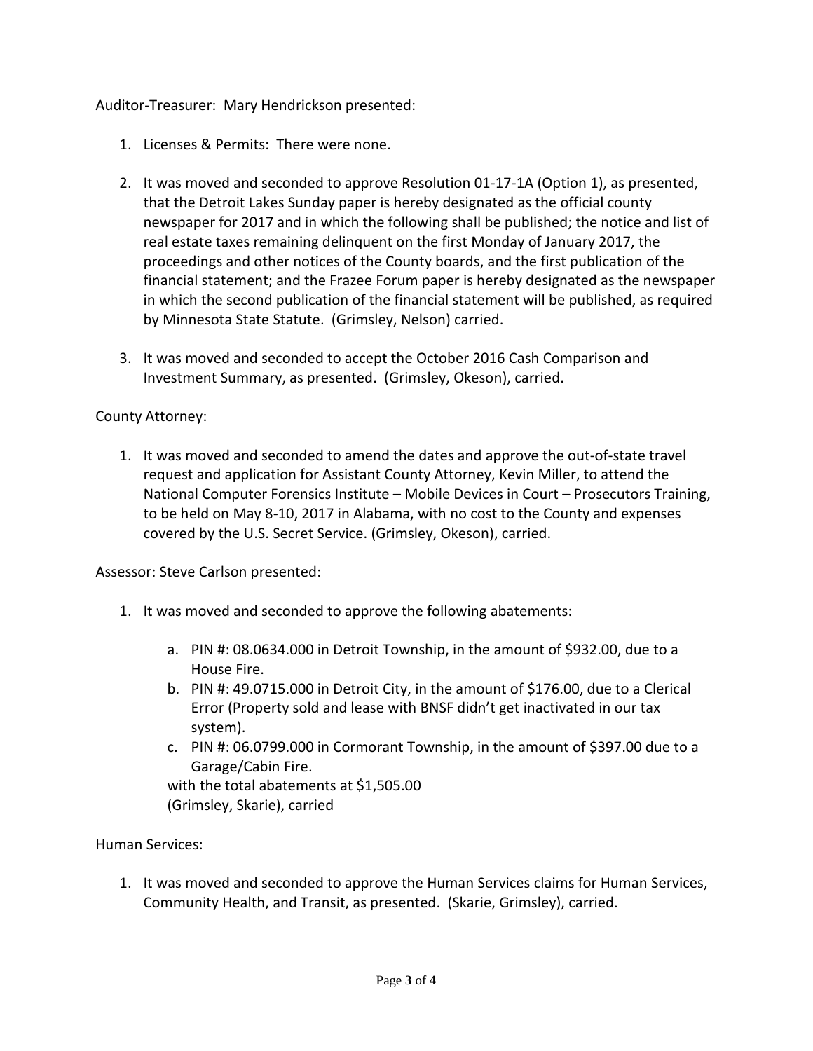Auditor-Treasurer: Mary Hendrickson presented:

1. Licenses & Permits: There were none.

2. It was moved and seconded to approve Resolution 01-17-1A (Option 1), as presented, that the Detroit Lakes Sunday paper is hereby designated as the official county newspaper for 2017 and in which the following shall be published; the notice and list of real estate taxes remaining delinquent on the first Monday of January 2017, the proceedings and other notices of the County boards, and the first publication of the financial statement; and the Frazee Forum paper is hereby designated as the newspaper in which the second publication of the financial statement will be published, as required by Minnesota State Statute. (Grimsley, Nelson) carried.

3. It was moved and seconded to accept the October 2016 Cash Comparison and Investment Summary, as presented. (Grimsley, Okeson), carried.

County Attorney:

1. It was moved and seconded to amend the dates and approve the out-of-state travel request and application for Assistant County Attorney, Kevin Miller, to attend the National Computer Forensics Institute – Mobile Devices in Court – Prosecutors Training, to be held on May 8-10, 2017 in Alabama, with no cost to the County and expenses covered by the U.S. Secret Service. (Grimsley, Okeson), carried.

Assessor: Steve Carlson presented:

1. It was moved and seconded to approve the following abatements:

   a. PIN #: 08.0634.000 in Detroit Township, in the amount of $932.00, due to a House Fire.
   b. PIN #: 49.0715.000 in Detroit City, in the amount of $176.00, due to a Clerical Error (Property sold and lease with BNSF didn't get inactivated in our tax system).
   c. PIN #: 06.0799.000 in Cormorant Township, in the amount of $397.00 due to a Garage/Cabin Fire.

   with the total abatements at $1,505.00
   (Grimsley, Skarie), carried

Human Services:

1. It was moved and seconded to approve the Human Services claims for Human Services, Community Health, and Transit, as presented. (Skarie, Grimsley), carried.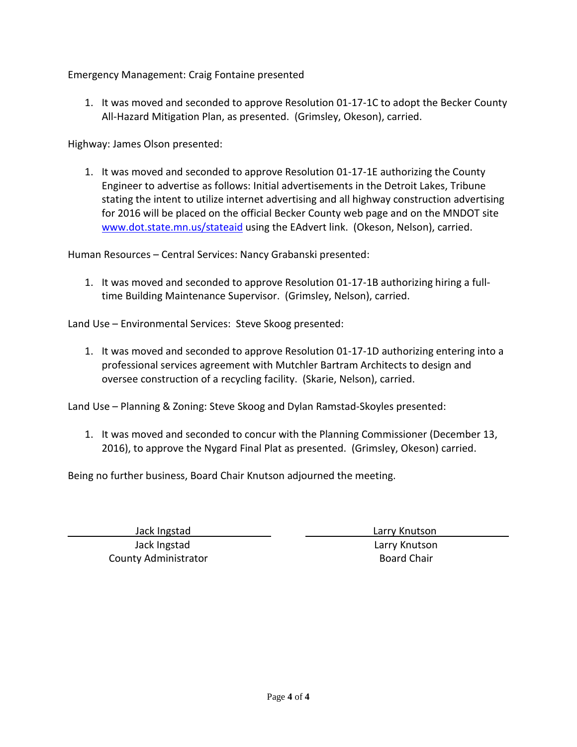Emergency Management: Craig Fontaine presented

1. It was moved and seconded to approve Resolution 01-17-1C to adopt the Becker County All-Hazard Mitigation Plan, as presented. (Grimsley, Okeson), carried.

Highway: James Olson presented:

1. It was moved and seconded to approve Resolution 01-17-1E authorizing the County Engineer to advertise as follows: Initial advertisements in the Detroit Lakes, Tribune stating the intent to utilize internet advertising and all highway construction advertising for 2016 will be placed on the official Becker County web page and on the MNDOT site [www.dot.state.mn.us/stateaid](http://www.dot.state.mn.us/stateaid) using the EAdvert link. (Okeson, Nelson), carried.

Human Resources – Central Services: Nancy Grabanski presented:

1. It was moved and seconded to approve Resolution 01-17-1B authorizing hiring a full-time Building Maintenance Supervisor. (Grimsley, Nelson), carried.

Land Use – Environmental Services: Steve Skoog presented:

1. It was moved and seconded to approve Resolution 01-17-1D authorizing entering into a professional services agreement with Mutchler Bartram Architects to design and oversee construction of a recycling facility. (Skarie, Nelson), carried.

Land Use – Planning & Zoning: Steve Skoog and Dylan Ramstad-Skoyles presented:

1. It was moved and seconded to concur with the Planning Commissioner (December 13, 2016), to approve the Nygard Final Plat as presented. (Grimsley, Okeson) carried.

Being no further business, Board Chair Knutson adjourned the meeting.

Jack Ingstad
Jack Ingstad
County Administrator

Larry Knutson
Larry Knutson
Board Chair